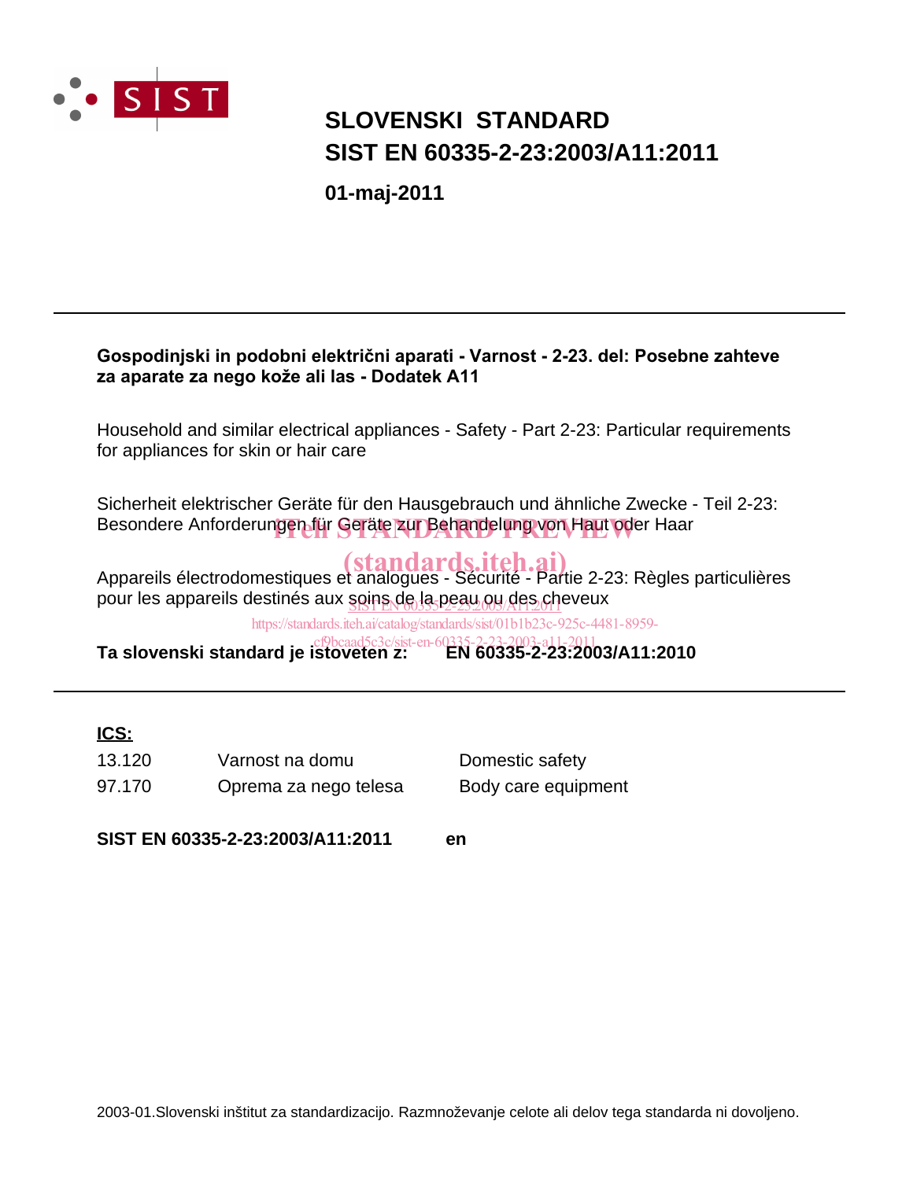SIST

# SLOVENSKI STANDARD
# SIST EN 60335-2-23:2003/A11:2011

**01-maj-2011**

---

**Gospodinjski in podobni električni aparati - Varnost - 2-23. del: Posebne zahteve za aparate za nego kože ali las - Dodatek A11**

Household and similar electrical appliances - Safety - Part 2-23: Particular requirements for appliances for skin or hair care

Sicherheit elektrischer Geräte für den Hausgebrauch und ähnliche Zwecke - Teil 2-23: Besondere Anforderungen für Geräte zur Behandelung von Haut oder Haar

Appareils électrodomestiques et analogues - Sécurité - Partie 2-23: Règles particulières pour les appareils destinés aux soins de la peau ou des cheveux

**Ta slovenski standard je istoveten z: EN 60335-2-23:2003/A11:2010**

---

**ICS:**

| | | |
|---|---|---|
| 13.120 | Varnost na domu | Domestic safety |
| 97.170 | Oprema za nego telesa | Body care equipment |

**SIST EN 60335-2-23:2003/A11:2011 en**

2003-01.Slovenski inštitut za standardizacijo. Razmnoževanje celote ali delov tega standarda ni dovoljeno.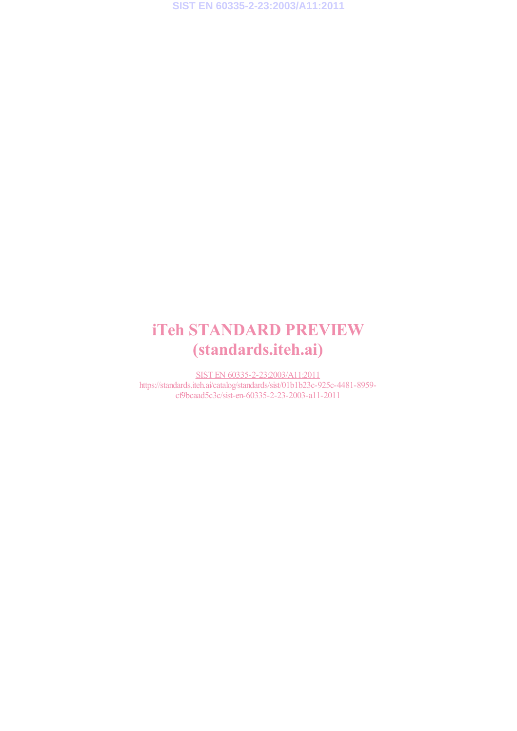iTeh STANDARD PREVIEW
(standards.iteh.ai)

SIST EN 60335-2-23:2003/A11:2011
https://standards.iteh.ai/catalog/standards/sist/01b1b23c-925c-4481-8959-cf9bcaad5c3c/sist-en-60335-2-23-2003-a11-2011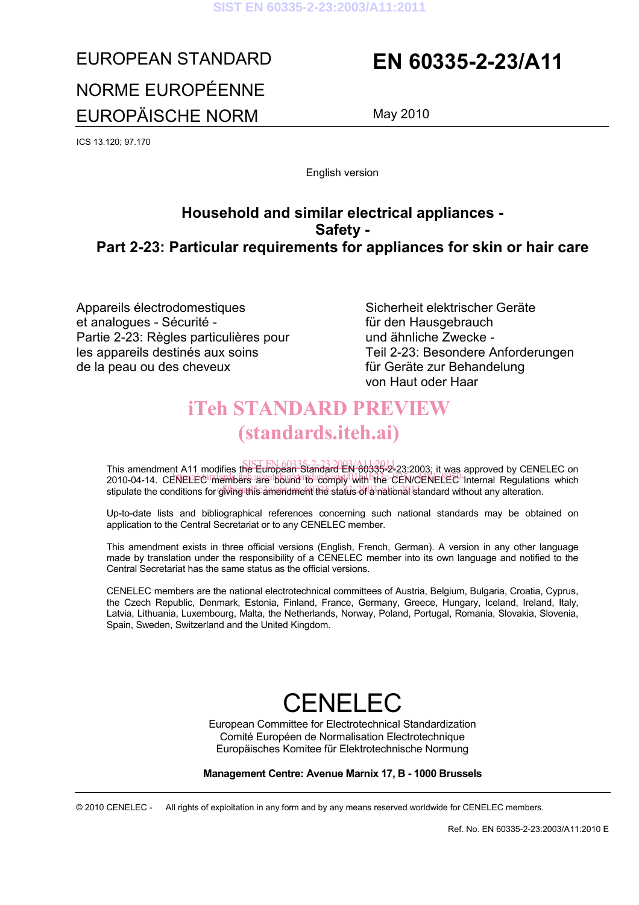EUROPEAN STANDARD

NORME EUROPÉENNE

EUROPÄISCHE NORM

# EN 60335-2-23/A11

May 2010

ICS 13.120; 97.170

English version

## Household and similar electrical appliances - Safety - Part 2-23: Particular requirements for appliances for skin or hair care

Appareils électrodomestiques et analogues - Sécurité - Partie 2-23: Règles particulières pour les appareils destinés aux soins de la peau ou des cheveux

Sicherheit elektrischer Geräte für den Hausgebrauch und ähnliche Zwecke - Teil 2-23: Besondere Anforderungen für Geräte zur Behandelung von Haut oder Haar

This amendment A11 modifies the European Standard EN 60335-2-23:2003; it was approved by CENELEC on 2010-04-14. CENELEC members are bound to comply with the CEN/CENELEC Internal Regulations which stipulate the conditions for giving this amendment the status of a national standard without any alteration.

Up-to-date lists and bibliographical references concerning such national standards may be obtained on application to the Central Secretariat or to any CENELEC member.

This amendment exists in three official versions (English, French, German). A version in any other language made by translation under the responsibility of a CENELEC member into its own language and notified to the Central Secretariat has the same status as the official versions.

CENELEC members are the national electrotechnical committees of Austria, Belgium, Bulgaria, Croatia, Cyprus, the Czech Republic, Denmark, Estonia, Finland, France, Germany, Greece, Hungary, Iceland, Ireland, Italy, Latvia, Lithuania, Luxembourg, Malta, the Netherlands, Norway, Poland, Portugal, Romania, Slovakia, Slovenia, Spain, Sweden, Switzerland and the United Kingdom.

# CENELEC

European Committee for Electrotechnical Standardization
Comité Européen de Normalisation Electrotechnique
Europäisches Komitee für Elektrotechnische Normung

**Management Centre: Avenue Marnix 17, B - 1000 Brussels**

© 2010 CENELEC - All rights of exploitation in any form and by any means reserved worldwide for CENELEC members.

Ref. No. EN 60335-2-23:2003/A11:2010 E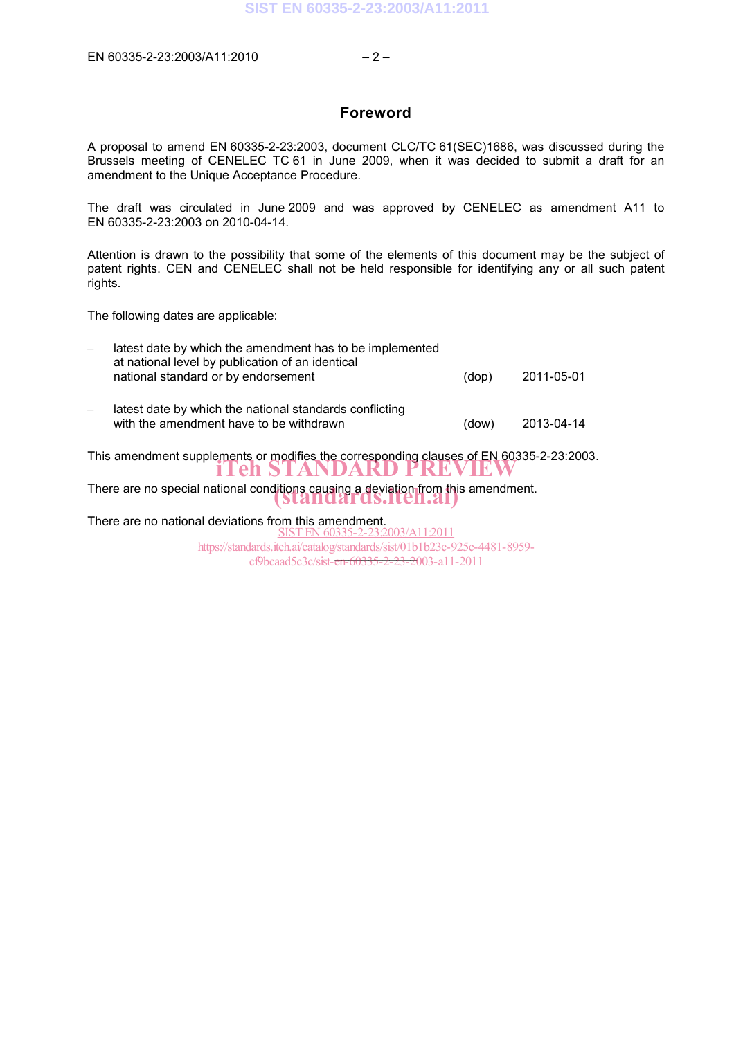## Foreword

A proposal to amend EN 60335-2-23:2003, document CLC/TC 61(SEC)1686, was discussed during the Brussels meeting of CENELEC TC 61 in June 2009, when it was decided to submit a draft for an amendment to the Unique Acceptance Procedure.

The draft was circulated in June 2009 and was approved by CENELEC as amendment A11 to EN 60335-2-23:2003 on 2010-04-14.

Attention is drawn to the possibility that some of the elements of this document may be the subject of patent rights. CEN and CENELEC shall not be held responsible for identifying any or all such patent rights.

The following dates are applicable:

| | | |
|---|---|---|
| – latest date by which the amendment has to be implemented at national level by publication of an identical national standard or by endorsement | (dop) | 2011-05-01 |
| – latest date by which the national standards conflicting with the amendment have to be withdrawn | (dow) | 2013-04-14 |

This amendment supplements or modifies the corresponding clauses of EN 60335-2-23:2003.

There are no special national conditions causing a deviation from this amendment.

There are no national deviations from this amendment.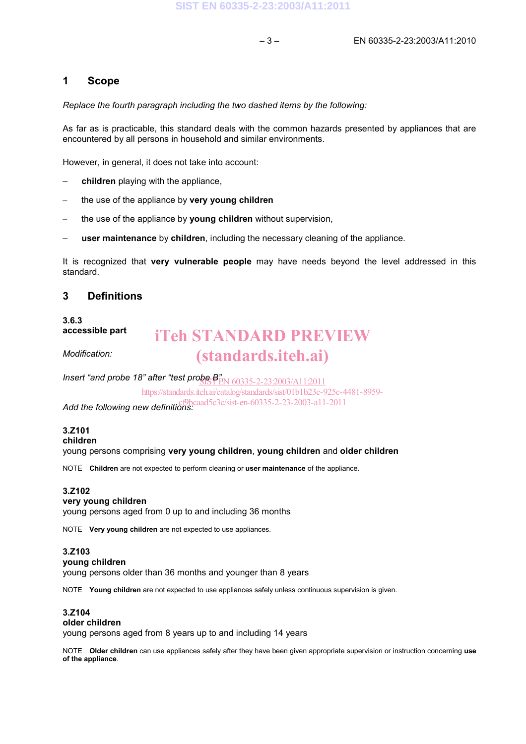## 1 Scope

*Replace the fourth paragraph including the two dashed items by the following:*

As far as is practicable, this standard deals with the common hazards presented by appliances that are encountered by all persons in household and similar environments.

However, in general, it does not take into account:

– **children** playing with the appliance,

– the use of the appliance by **very young children**

– the use of the appliance by **young children** without supervision,

– **user maintenance** by **children**, including the necessary cleaning of the appliance.

It is recognized that **very vulnerable people** may have needs beyond the level addressed in this standard.

## 3 Definitions

**3.6.3**
**accessible part**

*Modification:*

*Insert "and probe 18" after "test probe B".*

*Add the following new definitions:*

**3.Z101**
**children**
young persons comprising **very young children**, **young children** and **older children**

NOTE **Children** are not expected to perform cleaning or **user maintenance** of the appliance.

**3.Z102**
**very young children**
young persons aged from 0 up to and including 36 months

NOTE **Very young children** are not expected to use appliances.

**3.Z103**
**young children**
young persons older than 36 months and younger than 8 years

NOTE **Young children** are not expected to use appliances safely unless continuous supervision is given.

**3.Z104**
**older children**
young persons aged from 8 years up to and including 14 years

NOTE **Older children** can use appliances safely after they have been given appropriate supervision or instruction concerning **use of the appliance**.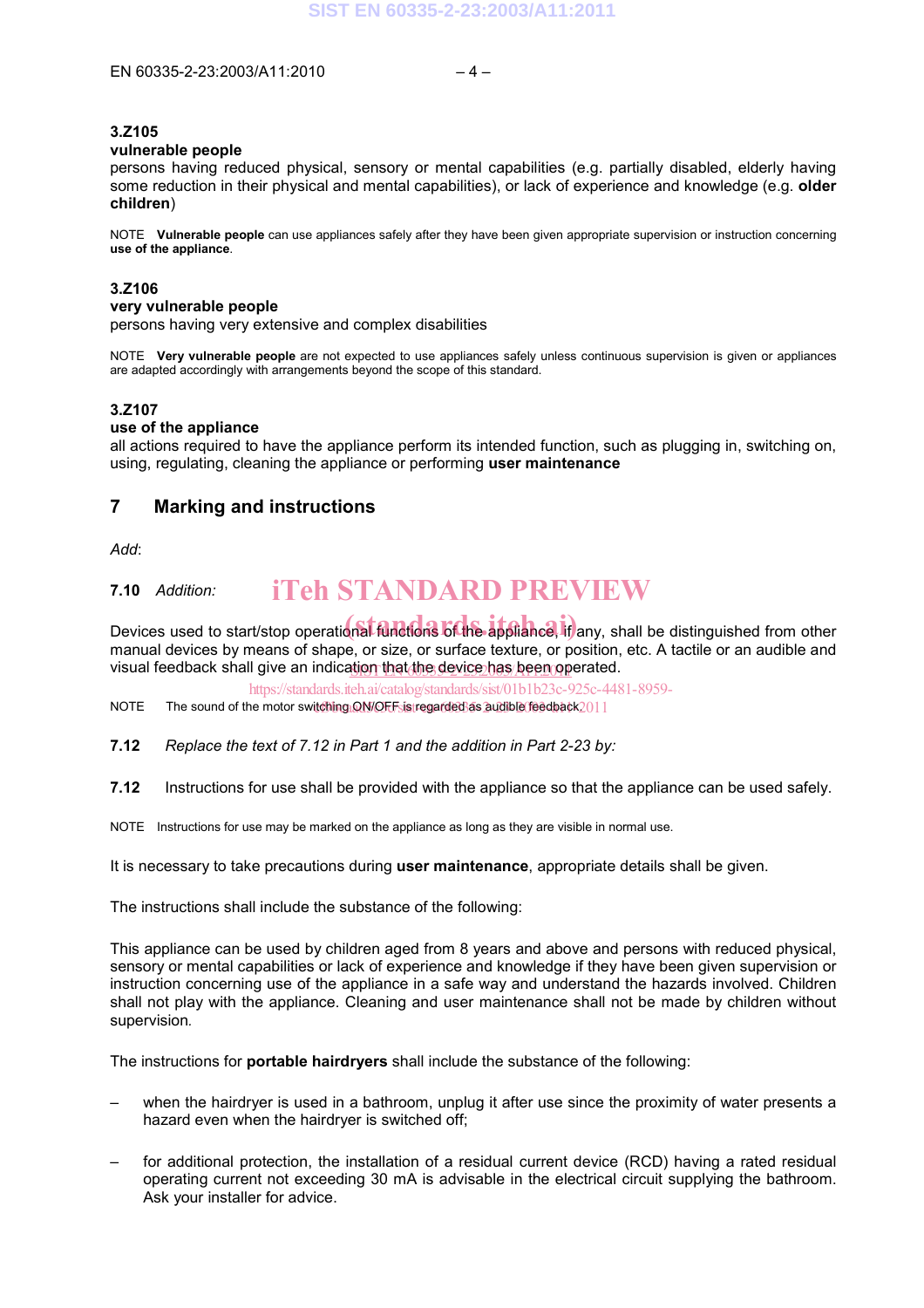**3.Z105**
**vulnerable people**
persons having reduced physical, sensory or mental capabilities (e.g. partially disabled, elderly having some reduction in their physical and mental capabilities), or lack of experience and knowledge (e.g. **older children**)

NOTE **Vulnerable people** can use appliances safely after they have been given appropriate supervision or instruction concerning **use of the appliance**.

**3.Z106**
**very vulnerable people**
persons having very extensive and complex disabilities

NOTE **Very vulnerable people** are not expected to use appliances safely unless continuous supervision is given or appliances are adapted accordingly with arrangements beyond the scope of this standard.

**3.Z107**
**use of the appliance**
all actions required to have the appliance perform its intended function, such as plugging in, switching on, using, regulating, cleaning the appliance or performing **user maintenance**

## 7 Marking and instructions

*Add*:

**7.10** *Addition:*

Devices used to start/stop operational functions of the appliance, if any, shall be distinguished from other manual devices by means of shape, or size, or surface texture, or position, etc. A tactile or an audible and visual feedback shall give an indication that the device has been operated.

NOTE The sound of the motor switching ON/OFF is regarded as audible feedback.

**7.12** *Replace the text of 7.12 in Part 1 and the addition in Part 2-23 by:*

**7.12** Instructions for use shall be provided with the appliance so that the appliance can be used safely.

NOTE Instructions for use may be marked on the appliance as long as they are visible in normal use.

It is necessary to take precautions during **user maintenance**, appropriate details shall be given.

The instructions shall include the substance of the following:

This appliance can be used by children aged from 8 years and above and persons with reduced physical, sensory or mental capabilities or lack of experience and knowledge if they have been given supervision or instruction concerning use of the appliance in a safe way and understand the hazards involved. Children shall not play with the appliance. Cleaning and user maintenance shall not be made by children without supervision.

The instructions for **portable hairdryers** shall include the substance of the following:

– when the hairdryer is used in a bathroom, unplug it after use since the proximity of water presents a hazard even when the hairdryer is switched off;

– for additional protection, the installation of a residual current device (RCD) having a rated residual operating current not exceeding 30 mA is advisable in the electrical circuit supplying the bathroom. Ask your installer for advice.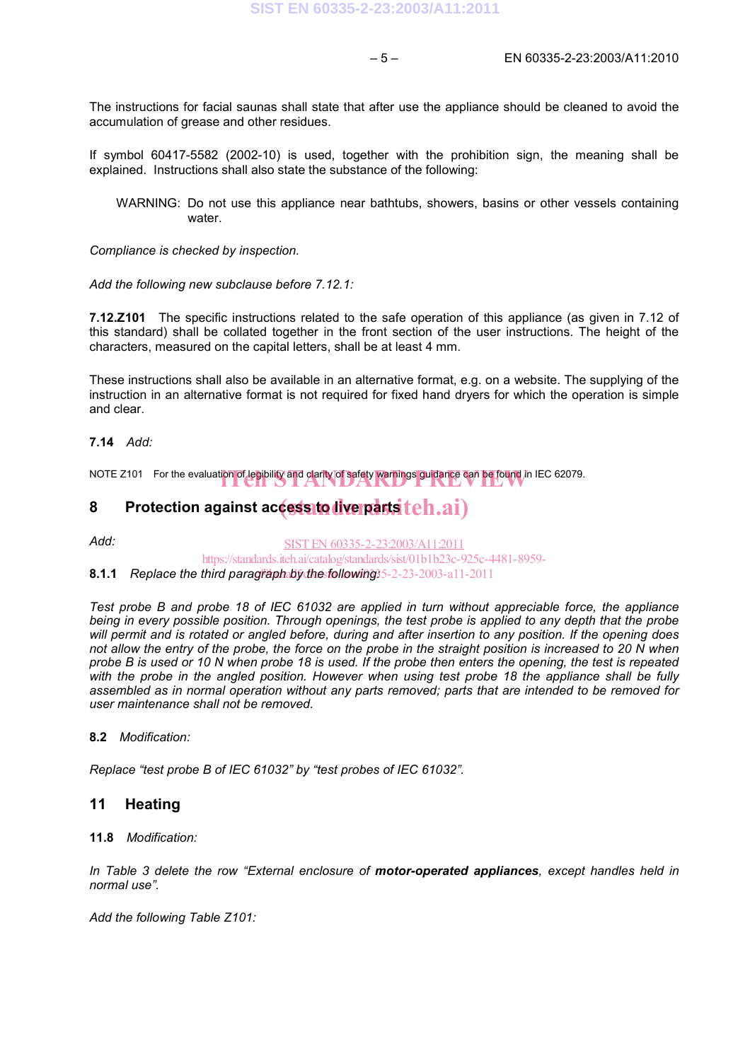The instructions for facial saunas shall state that after use the appliance should be cleaned to avoid the accumulation of grease and other residues.

If symbol 60417-5582 (2002-10) is used, together with the prohibition sign, the meaning shall be explained. Instructions shall also state the substance of the following:

WARNING: Do not use this appliance near bathtubs, showers, basins or other vessels containing water.

*Compliance is checked by inspection.*

*Add the following new subclause before 7.12.1:*

**7.12.Z101** The specific instructions related to the safe operation of this appliance (as given in 7.12 of this standard) shall be collated together in the front section of the user instructions. The height of the characters, measured on the capital letters, shall be at least 4 mm.

These instructions shall also be available in an alternative format, e.g. on a website. The supplying of the instruction in an alternative format is not required for fixed hand dryers for which the operation is simple and clear.

**7.14** *Add:*

NOTE Z101 For the evaluation of legibility and clarity of safety warnings guidance can be found in IEC 62079.

## 8 Protection against access to live parts

*Add:*

**8.1.1** *Replace the third paragraph by the following:*

*Test probe B and probe 18 of IEC 61032 are applied in turn without appreciable force, the appliance being in every possible position. Through openings, the test probe is applied to any depth that the probe will permit and is rotated or angled before, during and after insertion to any position. If the opening does not allow the entry of the probe, the force on the probe in the straight position is increased to 20 N when probe B is used or 10 N when probe 18 is used. If the probe then enters the opening, the test is repeated with the probe in the angled position. However when using test probe 18 the appliance shall be fully assembled as in normal operation without any parts removed; parts that are intended to be removed for user maintenance shall not be removed.*

**8.2** *Modification:*

*Replace "test probe B of IEC 61032" by "test probes of IEC 61032".*

## 11 Heating

**11.8** *Modification:*

*In Table 3 delete the row "External enclosure of* ***motor-operated appliances****, except handles held in normal use".*

*Add the following Table Z101:*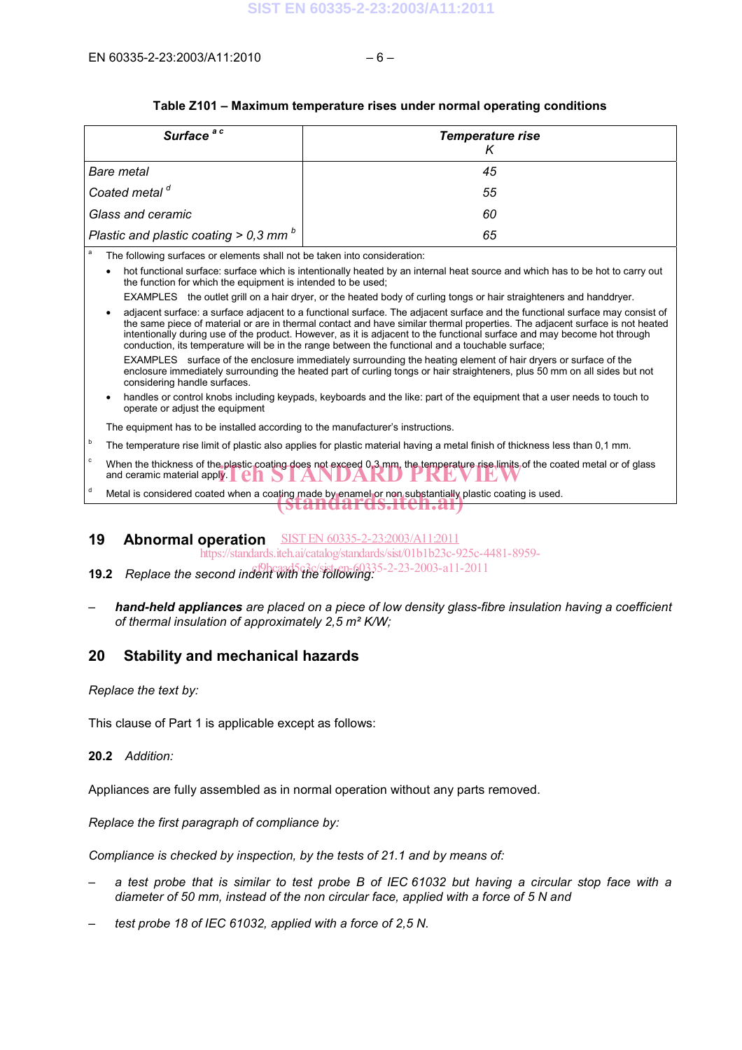**Table Z101 – Maximum temperature rises under normal operating conditions**

| *Surface* [a c] | *Temperature rise* *K* |
|---|---|
| *Bare metal* | *45* |
| *Coated metal* [d] | *55* |
| *Glass and ceramic* | *60* |
| *Plastic and plastic coating > 0,3 mm* [b] | *65* |

[a] The following surfaces or elements shall not be taken into consideration:

- hot functional surface: surface which is intentionally heated by an internal heat source and which has to be hot to carry out the function for which the equipment is intended to be used;

  EXAMPLES the outlet grill on a hair dryer, or the heated body of curling tongs or hair straighteners and handdryer.

- adjacent surface: a surface adjacent to a functional surface. The adjacent surface and the functional surface may consist of the same piece of material or are in thermal contact and have similar thermal properties. The adjacent surface is not heated intentionally during use of the product. However, as it is adjacent to the functional surface and may become hot through conduction, its temperature will be in the range between the functional and a touchable surface;

  EXAMPLES surface of the enclosure immediately surrounding the heating element of hair dryers or surface of the enclosure immediately surrounding the heated part of curling tongs or hair straighteners, plus 50 mm on all sides but not considering handle surfaces.

- handles or control knobs including keypads, keyboards and the like: part of the equipment that a user needs to touch to operate or adjust the equipment

The equipment has to be installed according to the manufacturer's instructions.

[b] The temperature rise limit of plastic also applies for plastic material having a metal finish of thickness less than 0,1 mm.

[c] When the thickness of the plastic coating does not exceed 0,3 mm, the temperature rise limits of the coated metal or of glass and ceramic material apply.

[d] Metal is considered coated when a coating made by enamel or non substantially plastic coating is used.

## 19 Abnormal operation

**19.2** *Replace the second indent with the following:*

– ***hand-held appliances*** *are placed on a piece of low density glass-fibre insulation having a coefficient of thermal insulation of approximately 2,5 m² K/W;*

## 20 Stability and mechanical hazards

*Replace the text by:*

This clause of Part 1 is applicable except as follows:

**20.2** *Addition:*

Appliances are fully assembled as in normal operation without any parts removed.

*Replace the first paragraph of compliance by:*

*Compliance is checked by inspection, by the tests of 21.1 and by means of:*

– *a test probe that is similar to test probe B of IEC 61032 but having a circular stop face with a diameter of 50 mm, instead of the non circular face, applied with a force of 5 N and*

– *test probe 18 of IEC 61032, applied with a force of 2,5 N.*